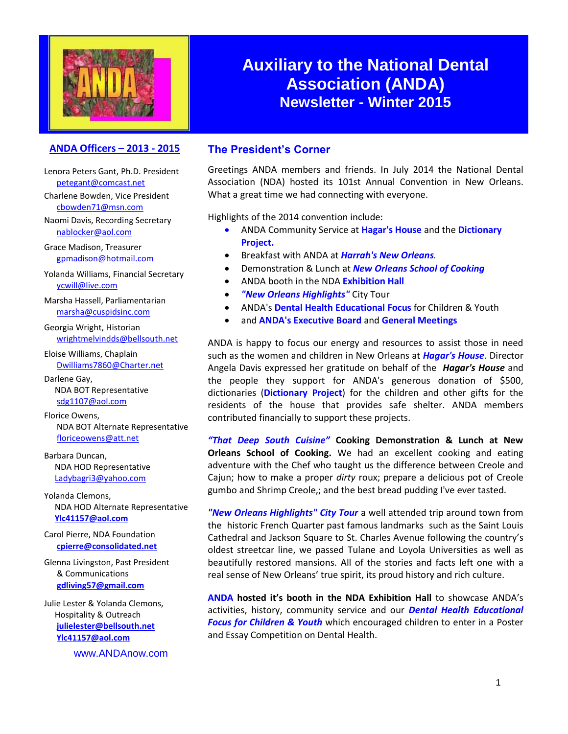# Auxiliary to the National Dental Association (ANDA)

## Newsletter - Winter 2015

## ANDA Officers – 2013 - 2015

Lenora Peters Gant, Ph.D. President
petegant@comcast.net

Charlene Bowden, Vice President
cbowden71@msn.com

Naomi Davis, Recording Secretary
nablocker@aol.com

Grace Madison, Treasurer
gpmadison@hotmail.com

Yolanda Williams, Financial Secretary
ycwill@live.com

Marsha Hassell, Parliamentarian
marsha@cuspidsinc.com

Georgia Wright, Historian
wrightmelvindds@bellsouth.net

Eloise Williams, Chaplain
Dwilliams7860@Charter.net

Darlene Gay,
NDA BOT Representative
sdg1107@aol.com

Florice Owens,
NDA BOT Alternate Representative
floriceowens@att.net

Barbara Duncan,
NDA HOD Representative
Ladybagri3@yahoo.com

Yolanda Clemons,
NDA HOD Alternate Representative
**Ylc41157@aol.com**

Carol Pierre, NDA Foundation
**cpierre@consolidated.net**

Glenna Livingston, Past President
& Communications
**gdliving57@gmail.com**

Julie Lester & Yolanda Clemons,
Hospitality & Outreach
**julielester@bellsouth.net**
**Ylc41157@aol.com**

www.ANDAnow.com

## The President's Corner

Greetings ANDA members and friends. In July 2014 the National Dental Association (NDA) hosted its 101st Annual Convention in New Orleans. What a great time we had connecting with everyone.

Highlights of the 2014 convention include:

- ANDA Community Service at **Hagar's House** and the **Dictionary Project.**
- Breakfast with ANDA at ***Harrah's New Orleans***.
- Demonstration & Lunch at ***New Orleans School of Cooking***
- ANDA booth in the NDA **Exhibition Hall**
- ***"New Orleans Highlights"*** City Tour
- ANDA's **Dental Health Educational Focus** for Children & Youth
- and **ANDA's Executive Board** and **General Meetings**

ANDA is happy to focus our energy and resources to assist those in need such as the women and children in New Orleans at ***Hagar's House***. Director Angela Davis expressed her gratitude on behalf of the ***Hagar's House*** and the people they support for ANDA's generous donation of $500, dictionaries (**Dictionary Project**) for the children and other gifts for the residents of the house that provides safe shelter. ANDA members contributed financially to support these projects.

***"That Deep South Cuisine"*** **Cooking Demonstration & Lunch at New Orleans School of Cooking.** We had an excellent cooking and eating adventure with the Chef who taught us the difference between Creole and Cajun; how to make a proper *dirty* roux; prepare a delicious pot of Creole gumbo and Shrimp Creole,; and the best bread pudding I've ever tasted.

***"New Orleans Highlights" City Tour*** a well attended trip around town from the historic French Quarter past famous landmarks such as the Saint Louis Cathedral and Jackson Square to St. Charles Avenue following the country's oldest streetcar line, we passed Tulane and Loyola Universities as well as beautifully restored mansions. All of the stories and facts left one with a real sense of New Orleans' true spirit, its proud history and rich culture.

**ANDA hosted it's booth in the NDA Exhibition Hall** to showcase ANDA's activities, history, community service and our ***Dental Health Educational Focus for Children & Youth*** which encouraged children to enter in a Poster and Essay Competition on Dental Health.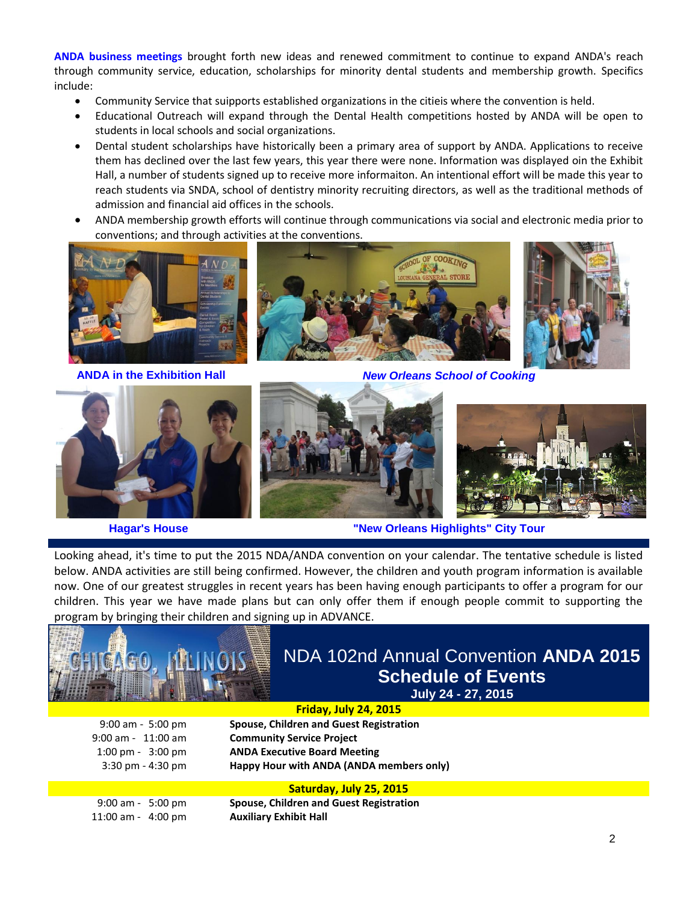**ANDA business meetings** brought forth new ideas and renewed commitment to continue to expand ANDA's reach through community service, education, scholarships for minority dental students and membership growth. Specifics include:

- Community Service that suipports established organizations in the citieis where the convention is held.
- Educational Outreach will expand through the Dental Health competitions hosted by ANDA will be open to students in local schools and social organizations.
- Dental student scholarships have historically been a primary area of support by ANDA. Applications to receive them has declined over the last few years, this year there were none. Information was displayed oin the Exhibit Hall, a number of students signed up to receive more informaiton. An intentional effort will be made this year to reach students via SNDA, school of dentistry minority recruiting directors, as well as the traditional methods of admission and financial aid offices in the schools.
- ANDA membership growth efforts will continue through communications via social and electronic media prior to conventions; and through activities at the conventions.

**ANDA in the Exhibition Hall**

***New Orleans School of Cooking***

**Hagar's House**

**"New Orleans Highlights" City Tour**

Looking ahead, it's time to put the 2015 NDA/ANDA convention on your calendar. The tentative schedule is listed below. ANDA activities are still being confirmed. However, the children and youth program information is available now. One of our greatest struggles in recent years has been having enough participants to offer a program for our children. This year we have made plans but can only offer them if enough people commit to supporting the program by bringing their children and signing up in ADVANCE.

CHICAGO, ILLINOIS

## NDA 102nd Annual Convention **ANDA 2015**
## Schedule of Events
### July 24 - 27, 2015

**Friday, July 24, 2015**

| | |
|---|---|
| 9:00 am - 5:00 pm | **Spouse, Children and Guest Registration** |
| 9:00 am - 11:00 am | **Community Service Project** |
| 1:00 pm - 3:00 pm | **ANDA Executive Board Meeting** |
| 3:30 pm - 4:30 pm | **Happy Hour with ANDA (ANDA members only)** |

**Saturday, July 25, 2015**

| | |
|---|---|
| 9:00 am - 5:00 pm | **Spouse, Children and Guest Registration** |
| 11:00 am - 4:00 pm | **Auxiliary Exhibit Hall** |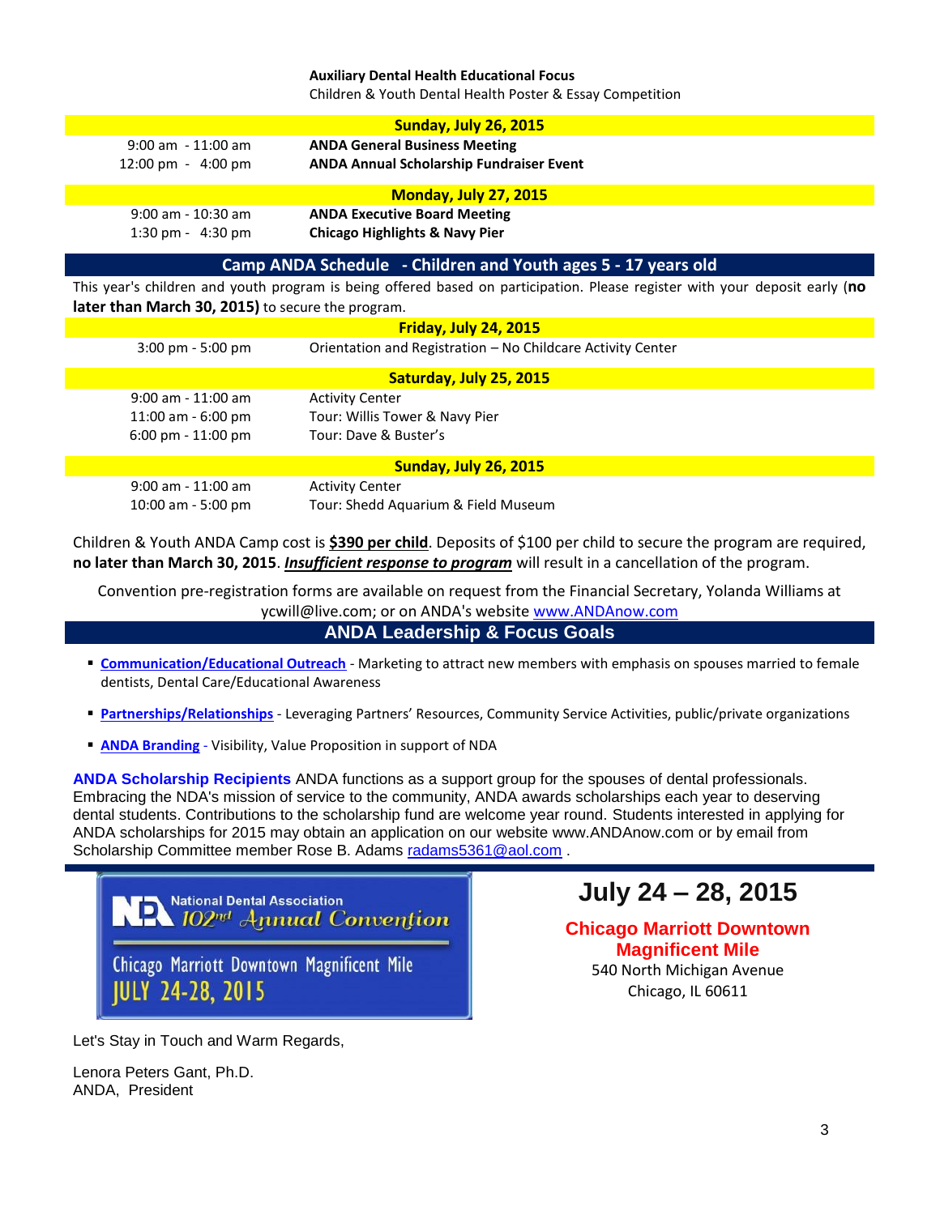**Auxiliary Dental Health Educational Focus**
Children & Youth Dental Health Poster & Essay Competition

**Sunday, July 26, 2015**

| | |
|---|---|
| 9:00 am - 11:00 am | **ANDA General Business Meeting** |
| 12:00 pm - 4:00 pm | **ANDA Annual Scholarship Fundraiser Event** |

**Monday, July 27, 2015**

| | |
|---|---|
| 9:00 am - 10:30 am | **ANDA Executive Board Meeting** |
| 1:30 pm - 4:30 pm | **Chicago Highlights & Navy Pier** |

## Camp ANDA Schedule - Children and Youth ages 5 - 17 years old

This year's children and youth program is being offered based on participation. Please register with your deposit early (**no later than March 30, 2015)** to secure the program.

**Friday, July 24, 2015**

| | |
|---|---|
| 3:00 pm - 5:00 pm | Orientation and Registration – No Childcare Activity Center |

**Saturday, July 25, 2015**

| | |
|---|---|
| 9:00 am - 11:00 am | Activity Center |
| 11:00 am - 6:00 pm | Tour: Willis Tower & Navy Pier |
| 6:00 pm - 11:00 pm | Tour: Dave & Buster's |

**Sunday, July 26, 2015**

| | |
|---|---|
| 9:00 am - 11:00 am | Activity Center |
| 10:00 am - 5:00 pm | Tour: Shedd Aquarium & Field Museum |

Children & Youth ANDA Camp cost is **$390 per child**. Deposits of $100 per child to secure the program are required, **no later than March 30, 2015**. ***Insufficient response to program*** will result in a cancellation of the program.

Convention pre-registration forms are available on request from the Financial Secretary, Yolanda Williams at ycwill@live.com; or on ANDA's website www.ANDAnow.com

## ANDA Leadership & Focus Goals

- **Communication/Educational Outreach** - Marketing to attract new members with emphasis on spouses married to female dentists, Dental Care/Educational Awareness
- **Partnerships/Relationships** - Leveraging Partners' Resources, Community Service Activities, public/private organizations
- **ANDA Branding** - Visibility, Value Proposition in support of NDA

**ANDA Scholarship Recipients** ANDA functions as a support group for the spouses of dental professionals. Embracing the NDA's mission of service to the community, ANDA awards scholarships each year to deserving dental students. Contributions to the scholarship fund are welcome year round. Students interested in applying for ANDA scholarships for 2015 may obtain an application on our website www.ANDAnow.com or by email from Scholarship Committee member Rose B. Adams radams5361@aol.com .

National Dental Association
102nd Annual Convention
Chicago Marriott Downtown Magnificent Mile
JULY 24-28, 2015

## July 24 – 28, 2015

**Chicago Marriott Downtown Magnificent Mile**
540 North Michigan Avenue
Chicago, IL 60611

Let's Stay in Touch and Warm Regards,

Lenora Peters Gant, Ph.D.
ANDA, President